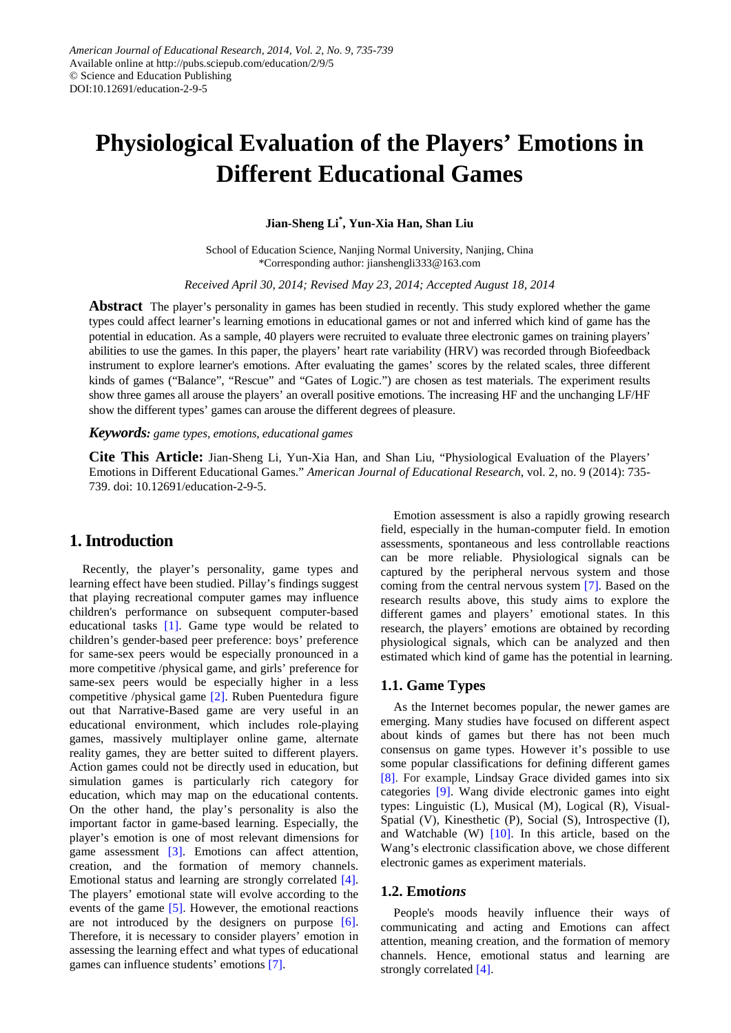American Journal of Educational Research, 2014, Vol. 2, No. 9, 735-739
Available online at http://pubs.sciepub.com/education/2/9/5
© Science and Education Publishing
DOI:10.12691/education-2-9-5

# Physiological Evaluation of the Players' Emotions in Different Educational Games

**Jian-Sheng Li*, Yun-Xia Han, Shan Liu**

School of Education Science, Nanjing Normal University, Nanjing, China
*Corresponding author: jianshengli333@163.com

*Received April 30, 2014; Revised May 23, 2014; Accepted August 18, 2014*

**Abstract** The player's personality in games has been studied in recently. This study explored whether the game types could affect learner's learning emotions in educational games or not and inferred which kind of game has the potential in education. As a sample, 40 players were recruited to evaluate three electronic games on training players' abilities to use the games. In this paper, the players' heart rate variability (HRV) was recorded through Biofeedback instrument to explore learner's emotions. After evaluating the games' scores by the related scales, three different kinds of games ("Balance", "Rescue" and "Gates of Logic.") are chosen as test materials. The experiment results show three games all arouse the players' an overall positive emotions. The increasing HF and the unchanging LF/HF show the different types' games can arouse the different degrees of pleasure.

***Keywords:*** *game types, emotions, educational games*

**Cite This Article:** Jian-Sheng Li, Yun-Xia Han, and Shan Liu, "Physiological Evaluation of the Players' Emotions in Different Educational Games." *American Journal of Educational Research*, vol. 2, no. 9 (2014): 735-739. doi: 10.12691/education-2-9-5.

## 1. Introduction

Recently, the player's personality, game types and learning effect have been studied. Pillay's findings suggest that playing recreational computer games may influence children's performance on subsequent computer-based educational tasks [1]. Game type would be related to children's gender-based peer preference: boys' preference for same-sex peers would be especially pronounced in a more competitive /physical game, and girls' preference for same-sex peers would be especially higher in a less competitive /physical game [2]. Ruben Puentedura figure out that Narrative-Based game are very useful in an educational environment, which includes role-playing games, massively multiplayer online game, alternate reality games, they are better suited to different players. Action games could not be directly used in education, but simulation games is particularly rich category for education, which may map on the educational contents. On the other hand, the play's personality is also the important factor in game-based learning. Especially, the player's emotion is one of most relevant dimensions for game assessment [3]. Emotions can affect attention, creation, and the formation of memory channels. Emotional status and learning are strongly correlated [4]. The players' emotional state will evolve according to the events of the game [5]. However, the emotional reactions are not introduced by the designers on purpose [6]. Therefore, it is necessary to consider players' emotion in assessing the learning effect and what types of educational games can influence students' emotions [7].

Emotion assessment is also a rapidly growing research field, especially in the human-computer field. In emotion assessments, spontaneous and less controllable reactions can be more reliable. Physiological signals can be captured by the peripheral nervous system and those coming from the central nervous system [7]. Based on the research results above, this study aims to explore the different games and players' emotional states. In this research, the players' emotions are obtained by recording physiological signals, which can be analyzed and then estimated which kind of game has the potential in learning.

### 1.1. Game Types

As the Internet becomes popular, the newer games are emerging. Many studies have focused on different aspect about kinds of games but there has not been much consensus on game types. However it's possible to use some popular classifications for defining different games [8]. For example, Lindsay Grace divided games into six categories [9]. Wang divide electronic games into eight types: Linguistic (L), Musical (M), Logical (R), Visual-Spatial (V), Kinesthetic (P), Social (S), Introspective (I), and Watchable (W) [10]. In this article, based on the Wang's electronic classification above, we chose different electronic games as experiment materials.

### 1.2. Emot*ions*

People's moods heavily influence their ways of communicating and acting and Emotions can affect attention, meaning creation, and the formation of memory channels. Hence, emotional status and learning are strongly correlated [4].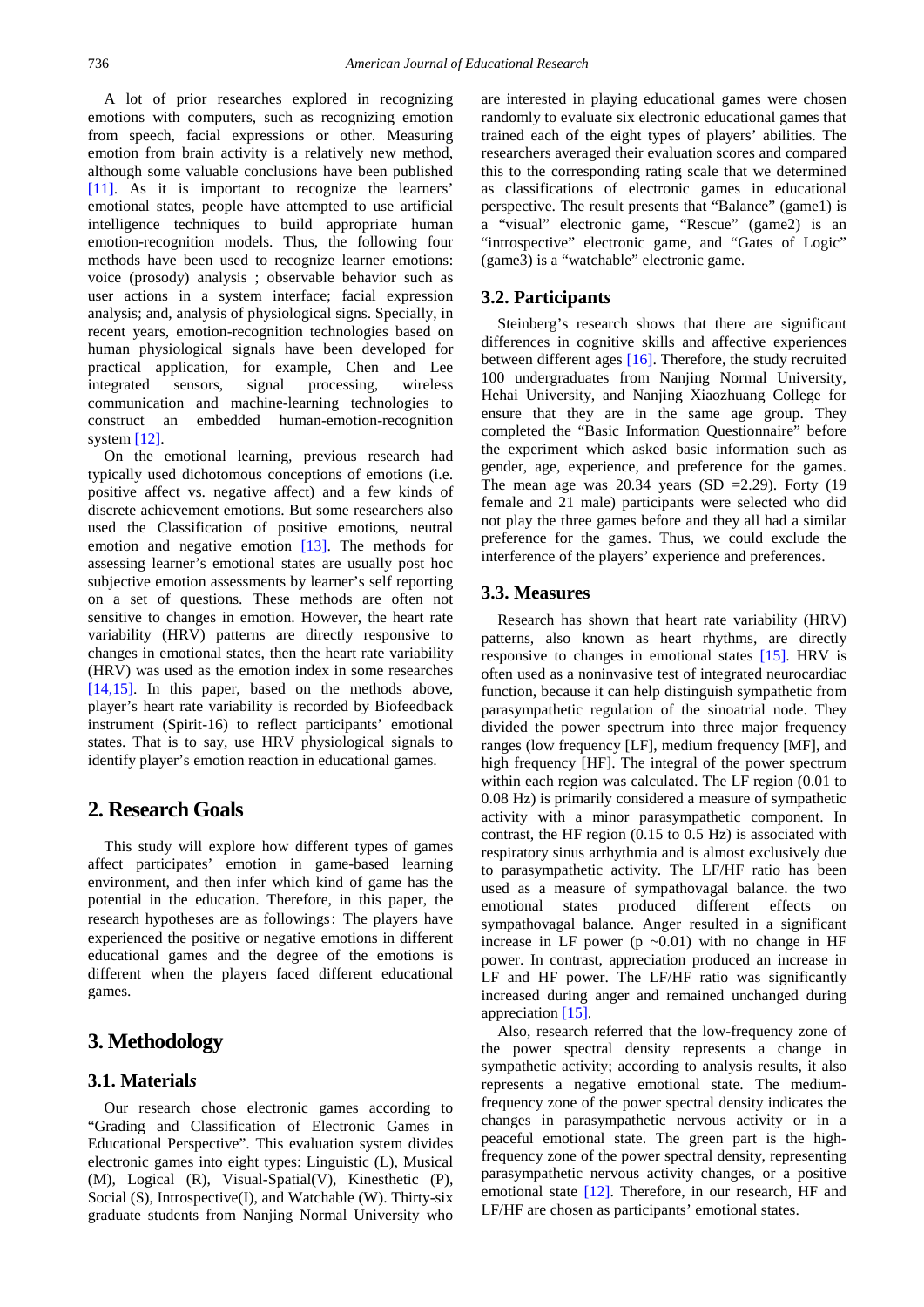A lot of prior researches explored in recognizing emotions with computers, such as recognizing emotion from speech, facial expressions or other. Measuring emotion from brain activity is a relatively new method, although some valuable conclusions have been published [11]. As it is important to recognize the learners' emotional states, people have attempted to use artificial intelligence techniques to build appropriate human emotion-recognition models. Thus, the following four methods have been used to recognize learner emotions: voice (prosody) analysis ; observable behavior such as user actions in a system interface; facial expression analysis; and, analysis of physiological signs. Specially, in recent years, emotion-recognition technologies based on human physiological signals have been developed for practical application, for example, Chen and Lee integrated sensors, signal processing, wireless communication and machine-learning technologies to construct an embedded human-emotion-recognition system [12].

On the emotional learning, previous research had typically used dichotomous conceptions of emotions (i.e. positive affect vs. negative affect) and a few kinds of discrete achievement emotions. But some researchers also used the Classification of positive emotions, neutral emotion and negative emotion [13]. The methods for assessing learner's emotional states are usually post hoc subjective emotion assessments by learner's self reporting on a set of questions. These methods are often not sensitive to changes in emotion. However, the heart rate variability (HRV) patterns are directly responsive to changes in emotional states, then the heart rate variability (HRV) was used as the emotion index in some researches [14,15]. In this paper, based on the methods above, player's heart rate variability is recorded by Biofeedback instrument (Spirit-16) to reflect participants' emotional states. That is to say, use HRV physiological signals to identify player's emotion reaction in educational games.

## 2. Research Goals

This study will explore how different types of games affect participates' emotion in game-based learning environment, and then infer which kind of game has the potential in the education. Therefore, in this paper, the research hypotheses are as followings: The players have experienced the positive or negative emotions in different educational games and the degree of the emotions is different when the players faced different educational games.

## 3. Methodology

### 3.1. Materials

Our research chose electronic games according to "Grading and Classification of Electronic Games in Educational Perspective". This evaluation system divides electronic games into eight types: Linguistic (L), Musical (M), Logical (R), Visual-Spatial(V), Kinesthetic (P), Social (S), Introspective(I), and Watchable (W). Thirty-six graduate students from Nanjing Normal University who are interested in playing educational games were chosen randomly to evaluate six electronic educational games that trained each of the eight types of players' abilities. The researchers averaged their evaluation scores and compared this to the corresponding rating scale that we determined as classifications of electronic games in educational perspective. The result presents that "Balance" (game1) is a "visual" electronic game, "Rescue" (game2) is an "introspective" electronic game, and "Gates of Logic" (game3) is a "watchable" electronic game.

### 3.2. Participants

Steinberg's research shows that there are significant differences in cognitive skills and affective experiences between different ages [16]. Therefore, the study recruited 100 undergraduates from Nanjing Normal University, Hehai University, and Nanjing Xiaozhuang College for ensure that they are in the same age group. They completed the "Basic Information Questionnaire" before the experiment which asked basic information such as gender, age, experience, and preference for the games. The mean age was 20.34 years (SD =2.29). Forty (19 female and 21 male) participants were selected who did not play the three games before and they all had a similar preference for the games. Thus, we could exclude the interference of the players' experience and preferences.

### 3.3. Measures

Research has shown that heart rate variability (HRV) patterns, also known as heart rhythms, are directly responsive to changes in emotional states [15]. HRV is often used as a noninvasive test of integrated neurocardiac function, because it can help distinguish sympathetic from parasympathetic regulation of the sinoatrial node. They divided the power spectrum into three major frequency ranges (low frequency [LF], medium frequency [MF], and high frequency [HF]. The integral of the power spectrum within each region was calculated. The LF region (0.01 to 0.08 Hz) is primarily considered a measure of sympathetic activity with a minor parasympathetic component. In contrast, the HF region (0.15 to 0.5 Hz) is associated with respiratory sinus arrhythmia and is almost exclusively due to parasympathetic activity. The LF/HF ratio has been used as a measure of sympathovagal balance. the two emotional states produced different effects on sympathovagal balance. Anger resulted in a significant increase in LF power ($p \sim 0.01$) with no change in HF power. In contrast, appreciation produced an increase in LF and HF power. The LF/HF ratio was significantly increased during anger and remained unchanged during appreciation [15].

Also, research referred that the low-frequency zone of the power spectral density represents a change in sympathetic activity; according to analysis results, it also represents a negative emotional state. The medium-frequency zone of the power spectral density indicates the changes in parasympathetic nervous activity or in a peaceful emotional state. The green part is the high-frequency zone of the power spectral density, representing parasympathetic nervous activity changes, or a positive emotional state [12]. Therefore, in our research, HF and LF/HF are chosen as participants' emotional states.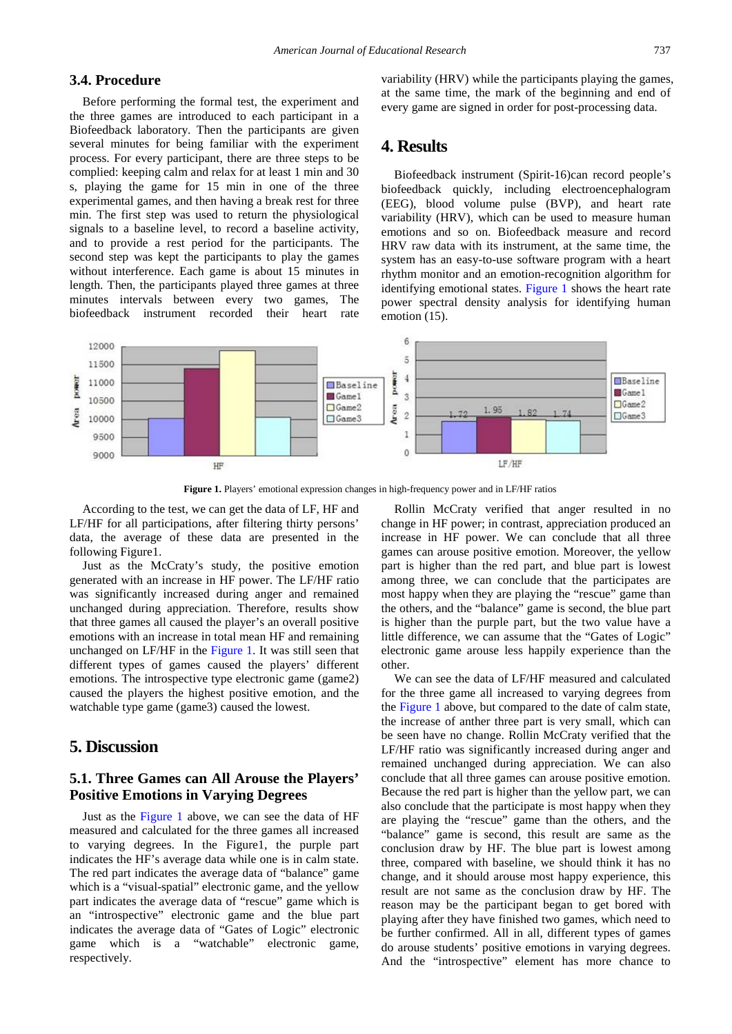## 3.4. Procedure

Before performing the formal test, the experiment and the three games are introduced to each participant in a Biofeedback laboratory. Then the participants are given several minutes for being familiar with the experiment process. For every participant, there are three steps to be complied: keeping calm and relax for at least 1 min and 30 s, playing the game for 15 min in one of the three experimental games, and then having a break rest for three min. The first step was used to return the physiological signals to a baseline level, to record a baseline activity, and to provide a rest period for the participants. The second step was kept the participants to play the games without interference. Each game is about 15 minutes in length. Then, the participants played three games at three minutes intervals between every two games, The biofeedback instrument recorded their heart rate variability (HRV) while the participants playing the games, at the same time, the mark of the beginning and end of every game are signed in order for post-processing data.

# 4. Results

Biofeedback instrument (Spirit-16)can record people's biofeedback quickly, including electroencephalogram (EEG), blood volume pulse (BVP), and heart rate variability (HRV), which can be used to measure human emotions and so on. Biofeedback measure and record HRV raw data with its instrument, at the same time, the system has an easy-to-use software program with a heart rhythm monitor and an emotion-recognition algorithm for identifying emotional states. Figure 1 shows the heart rate power spectral density analysis for identifying human emotion (15).

**Figure 1.** Players' emotional expression changes in high-frequency power and in LF/HF ratios

According to the test, we can get the data of LF, HF and LF/HF for all participations, after filtering thirty persons' data, the average of these data are presented in the following Figure1.

Just as the McCraty's study, the positive emotion generated with an increase in HF power. The LF/HF ratio was significantly increased during anger and remained unchanged during appreciation. Therefore, results show that three games all caused the player's an overall positive emotions with an increase in total mean HF and remaining unchanged on LF/HF in the Figure 1. It was still seen that different types of games caused the players' different emotions. The introspective type electronic game (game2) caused the players the highest positive emotion, and the watchable type game (game3) caused the lowest.

# 5. Discussion

## 5.1. Three Games can All Arouse the Players' Positive Emotions in Varying Degrees

Just as the Figure 1 above, we can see the data of HF measured and calculated for the three games all increased to varying degrees. In the Figure1, the purple part indicates the HF's average data while one is in calm state. The red part indicates the average data of "balance" game which is a "visual-spatial" electronic game, and the yellow part indicates the average data of "rescue" game which is an "introspective" electronic game and the blue part indicates the average data of "Gates of Logic" electronic game which is a "watchable" electronic game, respectively.

Rollin McCraty verified that anger resulted in no change in HF power; in contrast, appreciation produced an increase in HF power. We can conclude that all three games can arouse positive emotion. Moreover, the yellow part is higher than the red part, and blue part is lowest among three, we can conclude that the participates are most happy when they are playing the "rescue" game than the others, and the "balance" game is second, the blue part is higher than the purple part, but the two value have a little difference, we can assume that the "Gates of Logic" electronic game arouse less happily experience than the other.

We can see the data of LF/HF measured and calculated for the three game all increased to varying degrees from the Figure 1 above, but compared to the date of calm state, the increase of other three part is very small, which can be seen have no change. Rollin McCraty verified that the LF/HF ratio was significantly increased during anger and remained unchanged during appreciation. We can also conclude that all three games can arouse positive emotion. Because the red part is higher than the yellow part, we can also conclude that the participate is most happy when they are playing the "rescue" game than the others, and the "balance" game is second, this result are same as the conclusion draw by HF. The blue part is lowest among three, compared with baseline, we should think it has no change, and it should arouse most happy experience, this result are not same as the conclusion draw by HF. The reason may be the participant began to get bored with playing after they have finished two games, which need to be further confirmed. All in all, different types of games do arouse students' positive emotions in varying degrees. And the "introspective" element has more chance to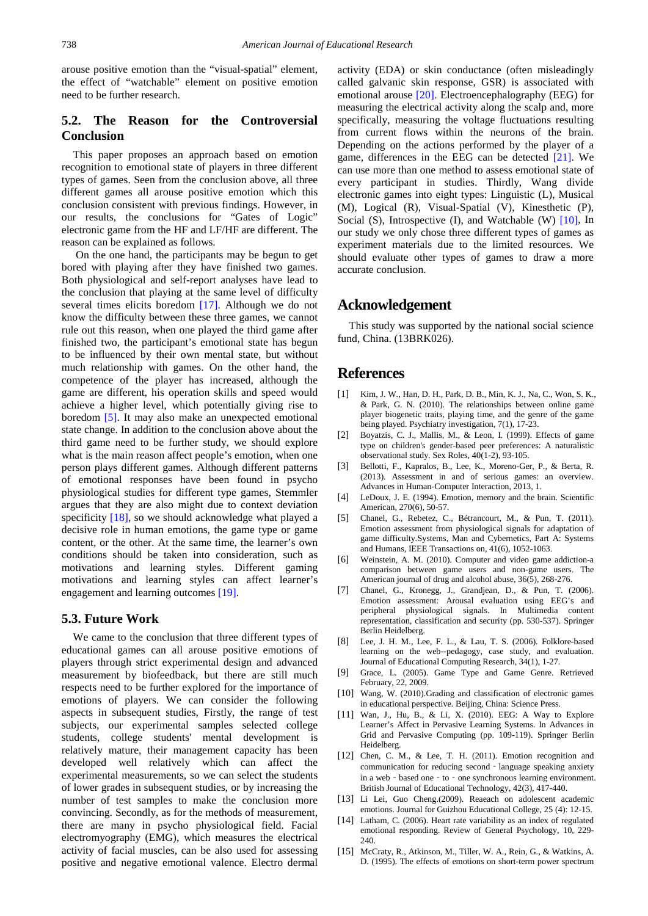arouse positive emotion than the "visual-spatial" element, the effect of "watchable" element on positive emotion need to be further research.

### 5.2. The Reason for the Controversial Conclusion

This paper proposes an approach based on emotion recognition to emotional state of players in three different types of games. Seen from the conclusion above, all three different games all arouse positive emotion which this conclusion consistent with previous findings. However, in our results, the conclusions for "Gates of Logic" electronic game from the HF and LF/HF are different. The reason can be explained as follows.

On the one hand, the participants may be begun to get bored with playing after they have finished two games. Both physiological and self-report analyses have lead to the conclusion that playing at the same level of difficulty several times elicits boredom [17]. Although we do not know the difficulty between these three games, we cannot rule out this reason, when one played the third game after finished two, the participant's emotional state has begun to be influenced by their own mental state, but without much relationship with games. On the other hand, the competence of the player has increased, although the game are different, his operation skills and speed would achieve a higher level, which potentially giving rise to boredom [5]. It may also make an unexpected emotional state change. In addition to the conclusion above about the third game need to be further study, we should explore what is the main reason affect people's emotion, when one person plays different games. Although different patterns of emotional responses have been found in psycho physiological studies for different type games, Stemmler argues that they are also might due to context deviation specificity [18], so we should acknowledge what played a decisive role in human emotions, the game type or game content, or the other. At the same time, the learner's own conditions should be taken into consideration, such as motivations and learning styles. Different gaming motivations and learning styles can affect learner's engagement and learning outcomes [19].

### 5.3. Future Work

We came to the conclusion that three different types of educational games can all arouse positive emotions of players through strict experimental design and advanced measurement by biofeedback, but there are still much respects need to be further explored for the importance of emotions of players. We can consider the following aspects in subsequent studies, Firstly, the range of test subjects, our experimental samples selected college students, college students' mental development is relatively mature, their management capacity has been developed well relatively which can affect the experimental measurements, so we can select the students of lower grades in subsequent studies, or by increasing the number of test samples to make the conclusion more convincing. Secondly, as for the methods of measurement, there are many in psycho physiological field. Facial electromyography (EMG), which measures the electrical activity of facial muscles, can be also used for assessing positive and negative emotional valence. Electro dermal activity (EDA) or skin conductance (often misleadingly called galvanic skin response, GSR) is associated with emotional arouse [20]. Electroencephalography (EEG) for measuring the electrical activity along the scalp and, more specifically, measuring the voltage fluctuations resulting from current flows within the neurons of the brain. Depending on the actions performed by the player of a game, differences in the EEG can be detected [21]. We can use more than one method to assess emotional state of every participant in studies. Thirdly, Wang divide electronic games into eight types: Linguistic (L), Musical (M), Logical (R), Visual-Spatial (V), Kinesthetic (P), Social (S), Introspective (I), and Watchable (W) [10], In our study we only chose three different types of games as experiment materials due to the limited resources. We should evaluate other types of games to draw a more accurate conclusion.

## Acknowledgement

This study was supported by the national social science fund, China. (13BRK026).

## References

[1] Kim, J. W., Han, D. H., Park, D. B., Min, K. J., Na, C., Won, S. K., & Park, G. N. (2010). The relationships between online game player biogenetic traits, playing time, and the genre of the game being played. Psychiatry investigation, 7(1), 17-23.

[2] Boyatzis, C. J., Mallis, M., & Leon, I. (1999). Effects of game type on children's gender-based peer preferences: A naturalistic observational study. Sex Roles, 40(1-2), 93-105.

[3] Bellotti, F., Kapralos, B., Lee, K., Moreno-Ger, P., & Berta, R. (2013). Assessment in and of serious games: an overview. Advances in Human-Computer Interaction, 2013, 1.

[4] LeDoux, J. E. (1994). Emotion, memory and the brain. Scientific American, 270(6), 50-57.

[5] Chanel, G., Rebetez, C., Bétrancourt, M., & Pun, T. (2011). Emotion assessment from physiological signals for adaptation of game difficulty.Systems, Man and Cybernetics, Part A: Systems and Humans, IEEE Transactions on, 41(6), 1052-1063.

[6] Weinstein, A. M. (2010). Computer and video game addiction-a comparison between game users and non-game users. The American journal of drug and alcohol abuse, 36(5), 268-276.

[7] Chanel, G., Kronegg, J., Grandjean, D., & Pun, T. (2006). Emotion assessment: Arousal evaluation using EEG's and peripheral physiological signals. In Multimedia content representation, classification and security (pp. 530-537). Springer Berlin Heidelberg.

[8] Lee, J. H. M., Lee, F. L., & Lau, T. S. (2006). Folklore-based learning on the web--pedagogy, case study, and evaluation. Journal of Educational Computing Research, 34(1), 1-27.

[9] Grace, L. (2005). Game Type and Game Genre. Retrieved February, 22, 2009.

[10] Wang, W. (2010).Grading and classification of electronic games in educational perspective. Beijing, China: Science Press.

[11] Wan, J., Hu, B., & Li, X. (2010). EEG: A Way to Explore Learner's Affect in Pervasive Learning Systems. In Advances in Grid and Pervasive Computing (pp. 109-119). Springer Berlin Heidelberg.

[12] Chen, C. M., & Lee, T. H. (2011). Emotion recognition and communication for reducing second - language speaking anxiety in a web - based one - to - one synchronous learning environment. British Journal of Educational Technology, 42(3), 417-440.

[13] Li Lei, Guo Cheng.(2009). Reaeach on adolescent academic emotions. Journal for Guizhou Educational College, 25 (4): 12-15.

[14] Latham, C. (2006). Heart rate variability as an index of regulated emotional responding. Review of General Psychology, 10, 229-240.

[15] McCraty, R., Atkinson, M., Tiller, W. A., Rein, G., & Watkins, A. D. (1995). The effects of emotions on short-term power spectrum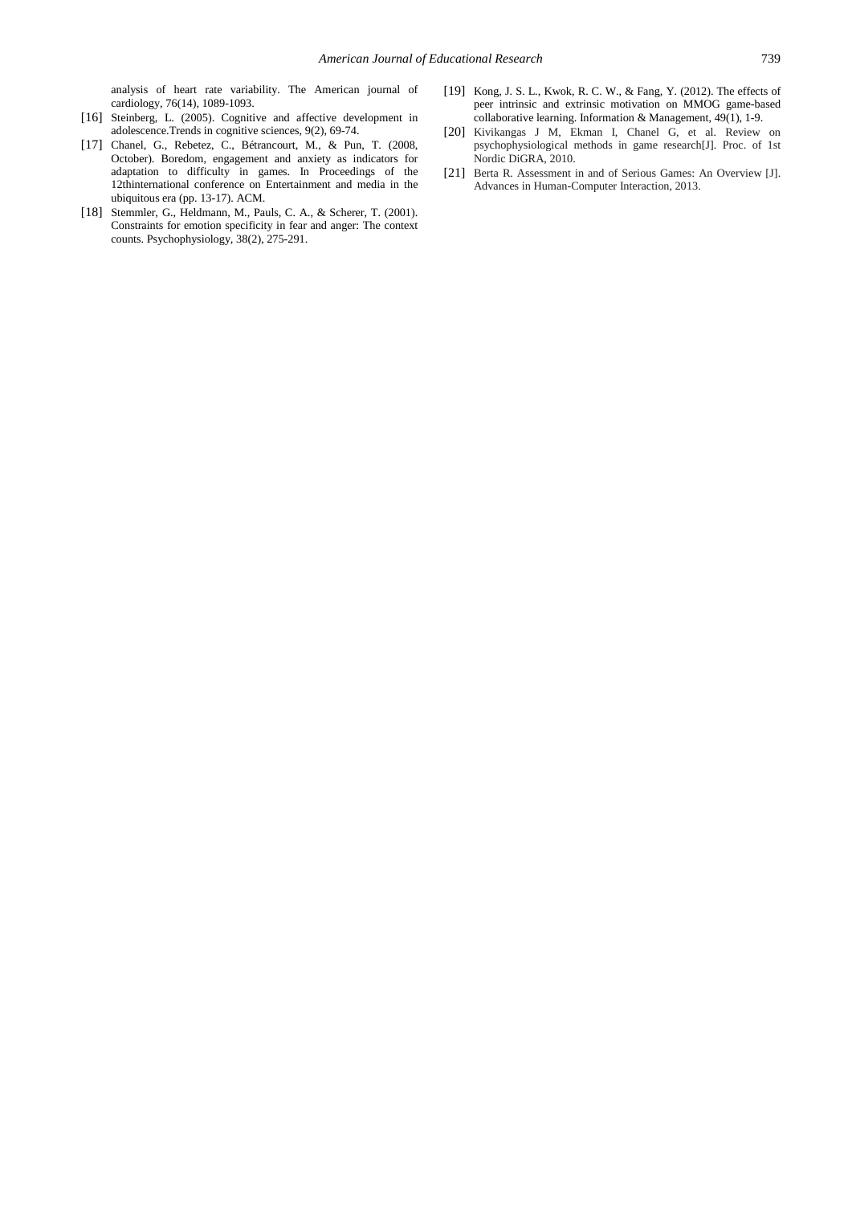analysis of heart rate variability. The American journal of cardiology, 76(14), 1089-1093.

[16] Steinberg, L. (2005). Cognitive and affective development in adolescence.Trends in cognitive sciences, 9(2), 69-74.

[17] Chanel, G., Rebetez, C., Bétrancourt, M., & Pun, T. (2008, October). Boredom, engagement and anxiety as indicators for adaptation to difficulty in games. In Proceedings of the 12thinternational conference on Entertainment and media in the ubiquitous era (pp. 13-17). ACM.

[18] Stemmler, G., Heldmann, M., Pauls, C. A., & Scherer, T. (2001). Constraints for emotion specificity in fear and anger: The context counts. Psychophysiology, 38(2), 275-291.

[19] Kong, J. S. L., Kwok, R. C. W., & Fang, Y. (2012). The effects of peer intrinsic and extrinsic motivation on MMOG game-based collaborative learning. Information & Management, 49(1), 1-9.

[20] Kivikangas J M, Ekman I, Chanel G, et al. Review on psychophysiological methods in game research[J]. Proc. of 1st Nordic DiGRA, 2010.

[21] Berta R. Assessment in and of Serious Games: An Overview [J]. Advances in Human-Computer Interaction, 2013.